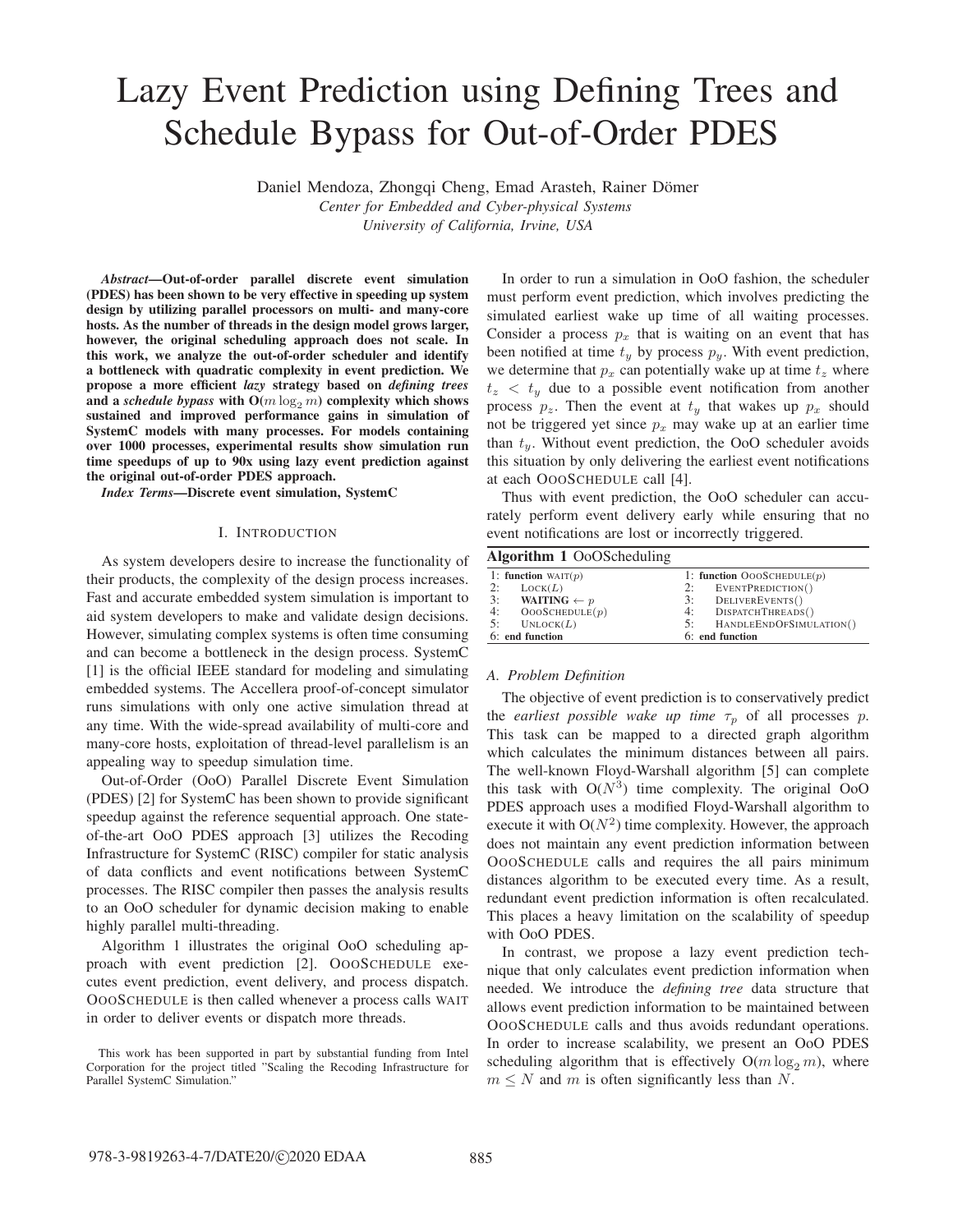# Lazy Event Prediction using Defining Trees and Schedule Bypass for Out-of-Order PDES

Daniel Mendoza, Zhongqi Cheng, Emad Arasteh, Rainer Dömer

*Center for Embedded and Cyber-physical Systems*

*University of California, Irvine, USA*

***Abstract*—Out-of-order parallel discrete event simulation (PDES) has been shown to be very effective in speeding up system design by utilizing parallel processors on multi- and many-core hosts. As the number of threads in the design model grows larger, however, the original scheduling approach does not scale. In this work, we analyze the out-of-order scheduler and identify a bottleneck with quadratic complexity in event prediction. We propose a more efficient *lazy* strategy based on *defining trees* and a *schedule bypass* with $O(m \log_2 m)$ complexity which shows sustained and improved performance gains in simulation of SystemC models with many processes. For models containing over 1000 processes, experimental results show simulation run time speedups of up to 90x using lazy event prediction against the original out-of-order PDES approach.**

***Index Terms*—Discrete event simulation, SystemC**

## I. Introduction

As system developers desire to increase the functionality of their products, the complexity of the design process increases. Fast and accurate embedded system simulation is important to aid system developers to make and validate design decisions. However, simulating complex systems is often time consuming and can become a bottleneck in the design process. SystemC [1] is the official IEEE standard for modeling and simulating embedded systems. The Accellera proof-of-concept simulator runs simulations with only one active simulation thread at any time. With the wide-spread availability of multi-core and many-core hosts, exploitation of thread-level parallelism is an appealing way to speedup simulation time.

Out-of-Order (OoO) Parallel Discrete Event Simulation (PDES) [2] for SystemC has been shown to provide significant speedup against the reference sequential approach. One state-of-the-art OoO PDES approach [3] utilizes the Recoding Infrastructure for SystemC (RISC) compiler for static analysis of data conflicts and event notifications between SystemC processes. The RISC compiler then passes the analysis results to an OoO scheduler for dynamic decision making to enable highly parallel multi-threading.

Algorithm 1 illustrates the original OoO scheduling approach with event prediction [2]. OOOSCHEDULE executes event prediction, event delivery, and process dispatch. OOOSCHEDULE is then called whenever a process calls WAIT in order to deliver events or dispatch more threads.

This work has been supported in part by substantial funding from Intel Corporation for the project titled "Scaling the Recoding Infrastructure for Parallel SystemC Simulation."

In order to run a simulation in OoO fashion, the scheduler must perform event prediction, which involves predicting the simulated earliest wake up time of all waiting processes. Consider a process $p_x$ that is waiting on an event that has been notified at time $t_y$ by process $p_y$. With event prediction, we determine that $p_x$ can potentially wake up at time $t_z$ where $t_z < t_y$ due to a possible event notification from another process $p_z$. Then the event at $t_y$ that wakes up $p_x$ should not be triggered yet since $p_x$ may wake up at an earlier time than $t_y$. Without event prediction, the OoO scheduler avoids this situation by only delivering the earliest event notifications at each OOOSCHEDULE call [4].

Thus with event prediction, the OoO scheduler can accurately perform event delivery early while ensuring that no event notifications are lost or incorrectly triggered.

**Algorithm 1** OoOScheduling

```
1: function WAIT(p)
2:     LOCK(L)
3:     WAITING ← p
4:     OOOSCHEDULE(p)
5:     UNLOCK(L)
6: end function
```

```
1: function OOOSCHEDULE(p)
2:     EVENTPREDICTION()
3:     DELIVEREVENTS()
4:     DISPATCHTHREADS()
5:     HANDLEENDOFSIMULATION()
6: end function
```

### A. Problem Definition

The objective of event prediction is to conservatively predict the *earliest possible wake up time* $\tau_p$ of all processes $p$. This task can be mapped to a directed graph algorithm which calculates the minimum distances between all pairs. The well-known Floyd-Warshall algorithm [5] can complete this task with $O(N^3)$ time complexity. The original OoO PDES approach uses a modified Floyd-Warshall algorithm to execute it with $O(N^2)$ time complexity. However, the approach does not maintain any event prediction information between OOOSCHEDULE calls and requires the all pairs minimum distances algorithm to be executed every time. As a result, redundant event prediction information is often recalculated. This places a heavy limitation on the scalability of speedup with OoO PDES.

In contrast, we propose a lazy event prediction technique that only calculates event prediction information when needed. We introduce the *defining tree* data structure that allows event prediction information to be maintained between OOOSCHEDULE calls and thus avoids redundant operations. In order to increase scalability, we present an OoO PDES scheduling algorithm that is effectively $O(m \log_2 m)$, where $m \leq N$ and $m$ is often significantly less than $N$.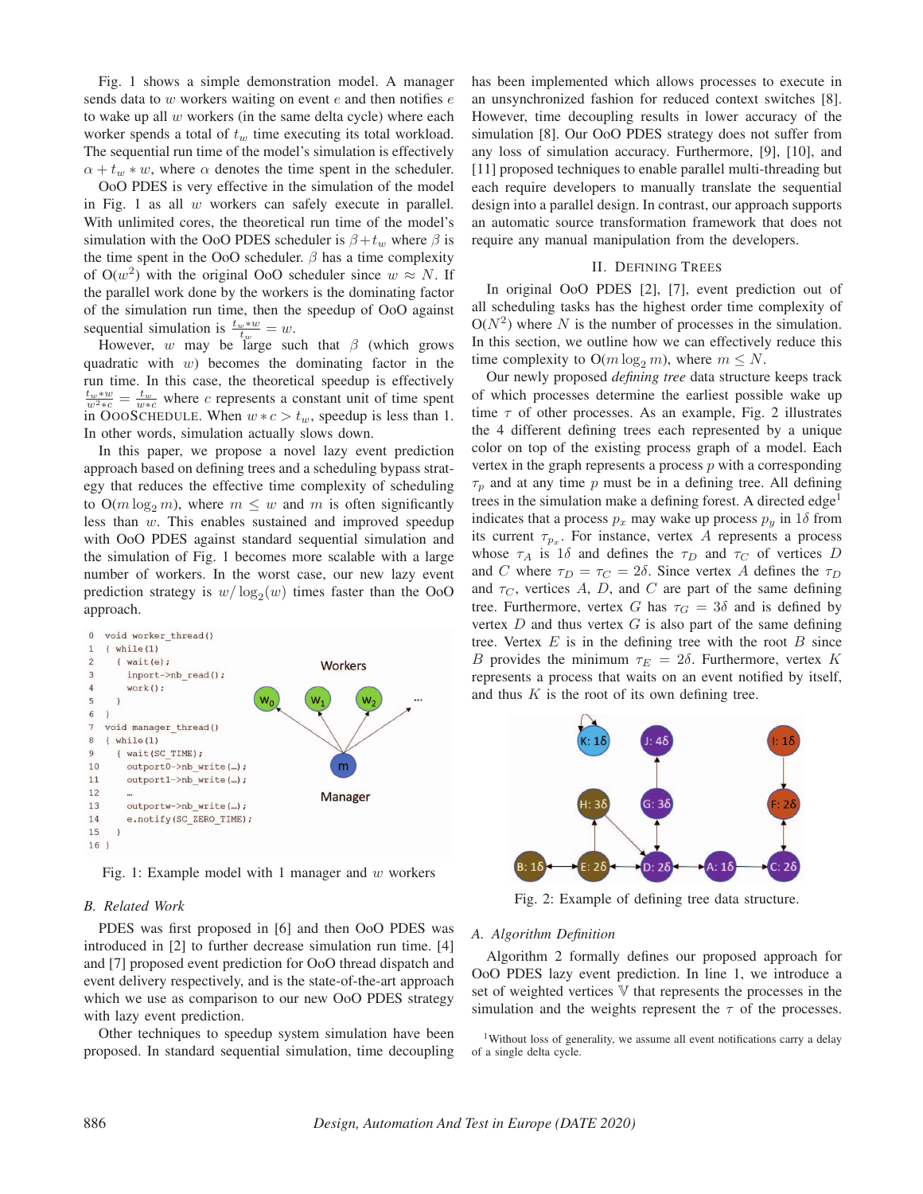Fig. 1 shows a simple demonstration model. A manager sends data to $w$ workers waiting on event $e$ and then notifies $e$ to wake up all $w$ workers (in the same delta cycle) where each worker spends a total of $t_w$ time executing its total workload. The sequential run time of the model's simulation is effectively $\alpha + t_w * w$, where $\alpha$ denotes the time spent in the scheduler.

OoO PDES is very effective in the simulation of the model in Fig. 1 as all $w$ workers can safely execute in parallel. With unlimited cores, the theoretical run time of the model's simulation with the OoO PDES scheduler is $\beta + t_w$ where $\beta$ is the time spent in the OoO scheduler. $\beta$ has a time complexity of $O(w^2)$ with the original OoO scheduler since $w \approx N$. If the parallel work done by the workers is the dominating factor of the simulation run time, then the speedup of OoO against sequential simulation is $\frac{t_w * w}{t_w} = w$.

However, $w$ may be large such that $\beta$ (which grows quadratic with $w$) becomes the dominating factor in the run time. In this case, the theoretical speedup is effectively $\frac{t_w * w}{w^2 * c} = \frac{t_w}{w * c}$ where $c$ represents a constant unit of time spent in OOOSCHEDULE. When $w * c > t_w$, speedup is less than 1. In other words, simulation actually slows down.

In this paper, we propose a novel lazy event prediction approach based on defining trees and a scheduling bypass strategy that reduces the effective time complexity of scheduling to $O(m \log_2 m)$, where $m \leq w$ and $m$ is often significantly less than $w$. This enables sustained and improved speedup with OoO PDES against standard sequential simulation and the simulation of Fig. 1 becomes more scalable with a large number of workers. In the worst case, our new lazy event prediction strategy is $w/\log_2(w)$ times faster than the OoO approach.

```
0  void worker_thread()
1  { while(1)
2    { wait(e);
3      inport->nb_read();
4      work();
5    }
6  }
7  void manager_thread()
8  { while(1)
9    { wait(SC_TIME);
10     outport0->nb_write(…);
11     outport1->nb_write(…);
12     …
13     outportw->nb_write(…);
14     e.notify(SC_ZERO_TIME);
15   }
16 }
```

Fig. 1: Example model with 1 manager and $w$ workers

### B. Related Work

PDES was first proposed in [6] and then OoO PDES was introduced in [2] to further decrease simulation run time. [4] and [7] proposed event prediction for OoO thread dispatch and event delivery respectively, and is the state-of-the-art approach which we use as comparison to our new OoO PDES strategy with lazy event prediction.

Other techniques to speedup system simulation have been proposed. In standard sequential simulation, time decoupling has been implemented which allows processes to execute in an unsynchronized fashion for reduced context switches [8]. However, time decoupling results in lower accuracy of the simulation [8]. Our OoO PDES strategy does not suffer from any loss of simulation accuracy. Furthermore, [9], [10], and [11] proposed techniques to enable parallel multi-threading but each require developers to manually translate the sequential design into a parallel design. In contrast, our approach supports an automatic source transformation framework that does not require any manual manipulation from the developers.

## II. Defining Trees

In original OoO PDES [2], [7], event prediction out of all scheduling tasks has the highest order time complexity of $O(N^2)$ where $N$ is the number of processes in the simulation. In this section, we outline how we can effectively reduce this time complexity to $O(m \log_2 m)$, where $m \leq N$.

Our newly proposed *defining tree* data structure keeps track of which processes determine the earliest possible wake up time $\tau$ of other processes. As an example, Fig. 2 illustrates the 4 different defining trees each represented by a unique color on top of the existing process graph of a model. Each vertex in the graph represents a process $p$ with a corresponding $\tau_p$ and at any time $p$ must be in a defining tree. All defining trees in the simulation make a defining forest. A directed edge[1] indicates that a process $p_x$ may wake up process $p_y$ in $1\delta$ from its current $\tau_{p_x}$. For instance, vertex $A$ represents a process whose $\tau_A$ is $1\delta$ and defines the $\tau_D$ and $\tau_C$ of vertices $D$ and $C$ where $\tau_D = \tau_C = 2\delta$. Since vertex $A$ defines the $\tau_D$ and $\tau_C$, vertices $A$, $D$, and $C$ are part of the same defining tree. Furthermore, vertex $G$ has $\tau_G = 3\delta$ and is defined by vertex $D$ and thus vertex $G$ is also part of the same defining tree. Vertex $E$ is in the defining tree with the root $B$ since $B$ provides the minimum $\tau_E = 2\delta$. Furthermore, vertex $K$ represents a process that waits on an event notified by itself, and thus $K$ is the root of its own defining tree.

Fig. 2: Example of defining tree data structure.

### A. Algorithm Definition

Algorithm 2 formally defines our proposed approach for OoO PDES lazy event prediction. In line 1, we introduce a set of weighted vertices $\mathbb{V}$ that represents the processes in the simulation and the weights represent the $\tau$ of the processes.

[1] Without loss of generality, we assume all event notifications carry a delay of a single delta cycle.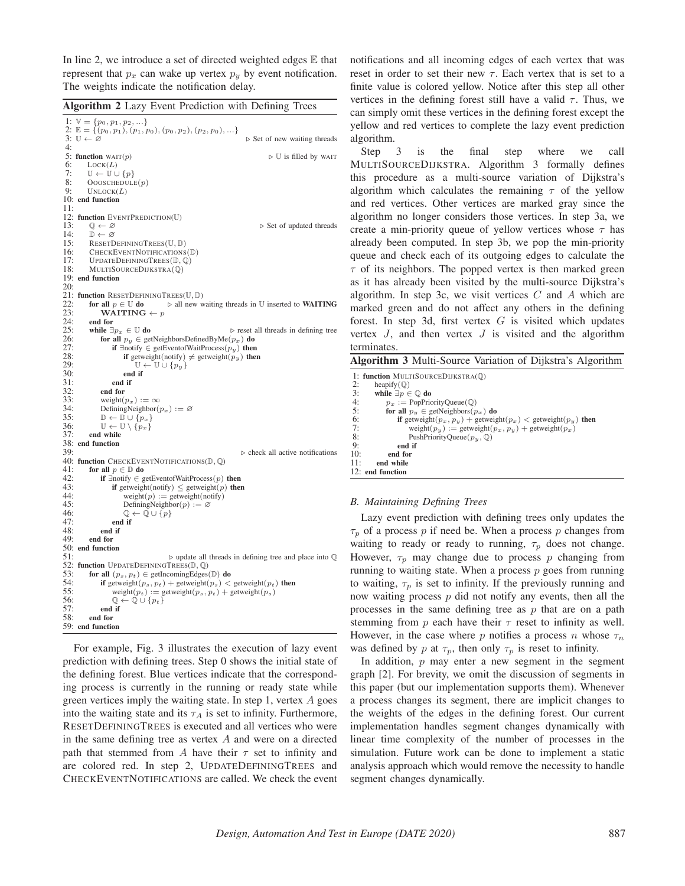In line 2, we introduce a set of directed weighted edges $\mathbb{E}$ that represent that $p_x$ can wake up vertex $p_y$ by event notification. The weights indicate the notification delay.

**Algorithm 2** Lazy Event Prediction with Defining Trees

```
 1: 𝕍 = {p0, p1, p2, ...}
 2: 𝔼 = {(p0, p1), (p1, p0), (p0, p2), (p2, p0), ...}
 3: 𝕌 ← ∅                                              ▷ Set of new waiting threads
 4:
 5: function WAIT(p)                                    ▷ 𝕌 is filled by WAIT
 6:     LOCK(L)
 7:     𝕌 ← 𝕌 ∪ {p}
 8:     OOOSCHEDULE(p)
 9:     UNLOCK(L)
10: end function
11:
12: function EVENTPREDICTION(𝕌)
13:     ℚ ← ∅                                          ▷ Set of updated threads
14:     𝔻 ← ∅
15:     RESETDEFININGTREES(𝕌, 𝔻)
16:     CHECKEVENTNOTIFICATIONS(𝔻)
17:     UPDATEDEFININGTREES(𝔻, ℚ)
18:     MULTISOURCEDIJKSTRA(ℚ)
19: end function
20:
21: function RESETDEFININGTREES(𝕌, 𝔻)
22:     for all p ∈ 𝕌 do       ▷ all new waiting threads in 𝕌 inserted to WAITING
23:         WAITING ← p
24:     end for
25:     while ∃p_x ∈ 𝕌 do                             ▷ reset all threads in defining tree
26:         for all p_y ∈ getNeighborsDefinedByMe(p_x) do
27:             if ∃notify ∈ getEventofWaitProcess(p_y) then
28:                 if getweight(notify) ≠ getweight(p_y) then
29:                     𝕌 ← 𝕌 ∪ {p_y}
30:                 end if
31:             end if
32:         end for
33:         weight(p_x) := ∞
34:         DefiningNeighbor(p_x) := ∅
35:         𝔻 ← 𝔻 ∪ {p_x}
36:         𝕌 ← 𝕌 \ {p_x}
37:     end while
38: end function
39:                                                    ▷ check all active notifications
40: function CHECKEVENTNOTIFICATIONS(𝔻, ℚ)
41:     for all p ∈ 𝔻 do
42:         if ∃notify ∈ getEventofWaitProcess(p) then
43:             if getweight(notify) ≤ getweight(p) then
44:                 weight(p) := getweight(notify)
45:                 DefiningNeighbor(p) := ∅
46:                 ℚ ← ℚ ∪ {p}
47:             end if
48:         end if
49:     end for
50: end function
51:                             ▷ update all threads in defining tree and place into ℚ
52: function UPDATEDEFININGTREES(𝔻, ℚ)
53:     for all (p_s, p_t) ∈ getIncomingEdges(𝔻) do
54:         if getweight(p_s, p_t) + getweight(p_s) < getweight(p_t) then
55:             weight(p_t) := getweight(p_s, p_t) + getweight(p_s)
56:             ℚ ← ℚ ∪ {p_t}
57:         end if
58:     end for
59: end function
```

For example, Fig. 3 illustrates the execution of lazy event prediction with defining trees. Step 0 shows the initial state of the defining forest. Blue vertices indicate that the corresponding process is currently in the running or ready state while green vertices imply the waiting state. In step 1, vertex $A$ goes into the waiting state and its $\tau_A$ is set to infinity. Furthermore, RESETDEFININGTREES is executed and all vertices who were in the same defining tree as vertex $A$ and were on a directed path that stemmed from $A$ have their $\tau$ set to infinity and are colored red. In step 2, UPDATEDEFININGTREES and CHECKEVENTNOTIFICATIONS are called. We check the event notifications and all incoming edges of each vertex that was reset in order to set their new $\tau$. Each vertex that is set to a finite value is colored yellow. Notice after this step all other vertices in the defining forest still have a valid $\tau$. Thus, we can simply omit these vertices in the defining forest except the yellow and red vertices to complete the lazy event prediction algorithm.

Step 3 is the final step where we call MULTISOURCEDIJKSTRA. Algorithm 3 formally defines this procedure as a multi-source variation of Dijkstra's algorithm which calculates the remaining $\tau$ of the yellow and red vertices. Other vertices are marked gray since the algorithm no longer considers those vertices. In step 3a, we create a min-priority queue of yellow vertices whose $\tau$ has already been computed. In step 3b, we pop the min-priority queue and check each of its outgoing edges to calculate the $\tau$ of its neighbors. The popped vertex is then marked green as it has already been visited by the multi-source Dijkstra's algorithm. In step 3c, we visit vertices $C$ and $A$ which are marked green and do not affect any others in the defining forest. In step 3d, first vertex $G$ is visited which updates vertex $J$, and then vertex $J$ is visited and the algorithm terminates.

**Algorithm 3** Multi-Source Variation of Dijkstra's Algorithm

```
 1: function MULTISOURCEDIJKSTRA(ℚ)
 2:     heapify(ℚ)
 3:     while ∃p ∈ ℚ do
 4:         p_x := PopPriorityQueue(ℚ)
 5:         for all p_y ∈ getNeighbors(p_x) do
 6:             if getweight(p_x, p_y) + getweight(p_x) < getweight(p_y) then
 7:                 weight(p_y) := getweight(p_x, p_y) + getweight(p_x)
 8:                 PushPriorityQueue(p_y, ℚ)
 9:             end if
10:         end for
11:     end while
12: end function
```

### *B. Maintaining Defining Trees*

Lazy event prediction with defining trees only updates the $\tau_p$ of a process $p$ if need be. When a process $p$ changes from waiting to ready or ready to running, $\tau_p$ does not change. However, $\tau_p$ may change due to process $p$ changing from running to waiting state. When a process $p$ goes from running to waiting, $\tau_p$ is set to infinity. If the previously running and now waiting process $p$ did not notify any events, then all the processes in the same defining tree as $p$ that are on a path stemming from $p$ each have their $\tau$ reset to infinity as well. However, in the case where $p$ notifies a process $n$ whose $\tau_n$ was defined by $p$ at $\tau_p$, then only $\tau_p$ is reset to infinity.

In addition, $p$ may enter a new segment in the segment graph [2]. For brevity, we omit the discussion of segments in this paper (but our implementation supports them). Whenever a process changes its segment, there are implicit changes to the weights of the edges in the defining forest. Our current implementation handles segment changes dynamically with linear time complexity of the number of processes in the simulation. Future work can be done to implement a static analysis approach which would remove the necessity to handle segment changes dynamically.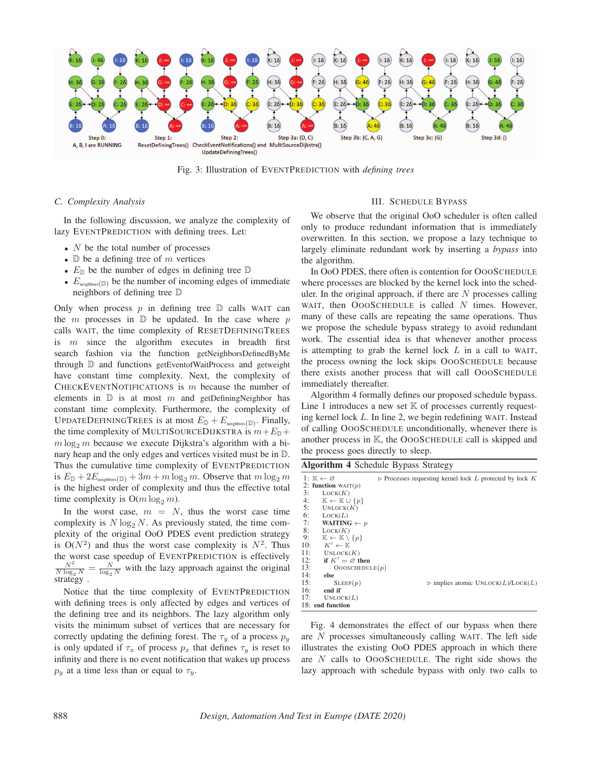Fig. 3: Illustration of EVENTPREDICTION with *defining trees*

### C. Complexity Analysis

In the following discussion, we analyze the complexity of lazy EVENTPREDICTION with defining trees. Let:

- $N$ be the total number of processes
- $\mathbb{D}$ be a defining tree of $m$ vertices
- $E_{\mathbb{D}}$ be the number of edges in defining tree $\mathbb{D}$
- $E_{\text{neighbors}(\mathbb{D})}$ be the number of incoming edges of immediate neighbors of defining tree $\mathbb{D}$

Only when process $p$ in defining tree $\mathbb{D}$ calls WAIT can the $m$ processes in $\mathbb{D}$ be updated. In the case where $p$ calls WAIT, the time complexity of RESETDEFININGTREES is $m$ since the algorithm executes in breadth first search fashion via the function getNeighborsDefinedByMe through $\mathbb{D}$ and functions getEventofWaitProcess and getweight have constant time complexity. Next, the complexity of CHECKEVENTNOTIFICATIONS is $m$ because the number of elements in $\mathbb{D}$ is at most $m$ and getDefiningNeighbor has constant time complexity. Furthermore, the complexity of UPDATEDEFININGTREES is at most $E_{\mathbb{D}} + E_{\text{neighbors}(\mathbb{D})}$. Finally, the time complexity of MULTISOURCEDIJKSTRA is $m + E_{\mathbb{D}} + m \log_2 m$ because we execute Dijkstra's algorithm with a binary heap and the only edges and vertices visited must be in $\mathbb{D}$. Thus the cumulative time complexity of EVENTPREDICTION is $E_{\mathbb{D}} + 2E_{\text{neighbors}(\mathbb{D})} + 3m + m \log_2 m$. Observe that $m \log_2 m$ is the highest order of complexity and thus the effective total time complexity is $O(m \log_2 m)$.

In the worst case, $m = N$, thus the worst case time complexity is $N \log_2 N$. As previously stated, the time complexity of the original OoO PDES event prediction strategy is $O(N^2)$ and thus the worst case complexity is $N^2$. Thus the worst case speedup of EVENTPREDICTION is effectively $\frac{N^2}{N \log_2 N} = \frac{N}{\log_2 N}$ with the lazy approach against the original strategy .

Notice that the time complexity of EVENTPREDICTION with defining trees is only affected by edges and vertices of the defining tree and its neighbors. The lazy algorithm only visits the minimum subset of vertices that are necessary for correctly updating the defining forest. The $\tau_y$ of a process $p_y$ is only updated if $\tau_x$ of process $p_x$ that defines $\tau_y$ is reset to infinity and there is no event notification that wakes up process $p_y$ at a time less than or equal to $\tau_y$.

## III. SCHEDULE BYPASS

We observe that the original OoO scheduler is often called only to produce redundant information that is immediately overwritten. In this section, we propose a lazy technique to largely eliminate redundant work by inserting a *bypass* into the algorithm.

In OoO PDES, there often is contention for OOOSCHEDULE where processes are blocked by the kernel lock into the scheduler. In the original approach, if there are $N$ processes calling WAIT, then OOOSCHEDULE is called $N$ times. However, many of these calls are repeating the same operations. Thus we propose the schedule bypass strategy to avoid redundant work. The essential idea is that whenever another process is attempting to grab the kernel lock $L$ in a call to WAIT, the process owning the lock skips OOOSCHEDULE because there exists another process that will call OOOSCHEDULE immediately thereafter.

Algorithm 4 formally defines our proposed schedule bypass. Line 1 introduces a new set $\mathbb{K}$ of processes currently requesting kernel lock $L$. In line 2, we begin redefining WAIT. Instead of calling OOOSCHEDULE unconditionally, whenever there is another process in $\mathbb{K}$, the OOOSCHEDULE call is skipped and the process goes directly to sleep.

**Algorithm 4** Schedule Bypass Strategy

```
1:  K ← ∅                  ▷ Processes requesting kernel lock L protected by lock K
2:  function WAIT(p)
3:      LOCK(K)
4:      K ← K ∪ {p}
5:      UNLOCK(K)
6:      LOCK(L)
7:      WAITING ← p
8:      LOCK(K)
9:      K ← K \ {p}
10:     K' ← K
11:     UNLOCK(K)
12:     if K' = ∅ then
13:         OOOSCHEDULE(p)
14:     else
15:         SLEEP(p)                         ▷ implies atomic UNLOCK(L)/LOCK(L)
16:     end if
17:     UNLOCK(L)
18: end function
```

Fig. 4 demonstrates the effect of our bypass when there are $N$ processes simultaneously calling WAIT. The left side illustrates the existing OoO PDES approach in which there are $N$ calls to OOOSCHEDULE. The right side shows the lazy approach with schedule bypass with only two calls to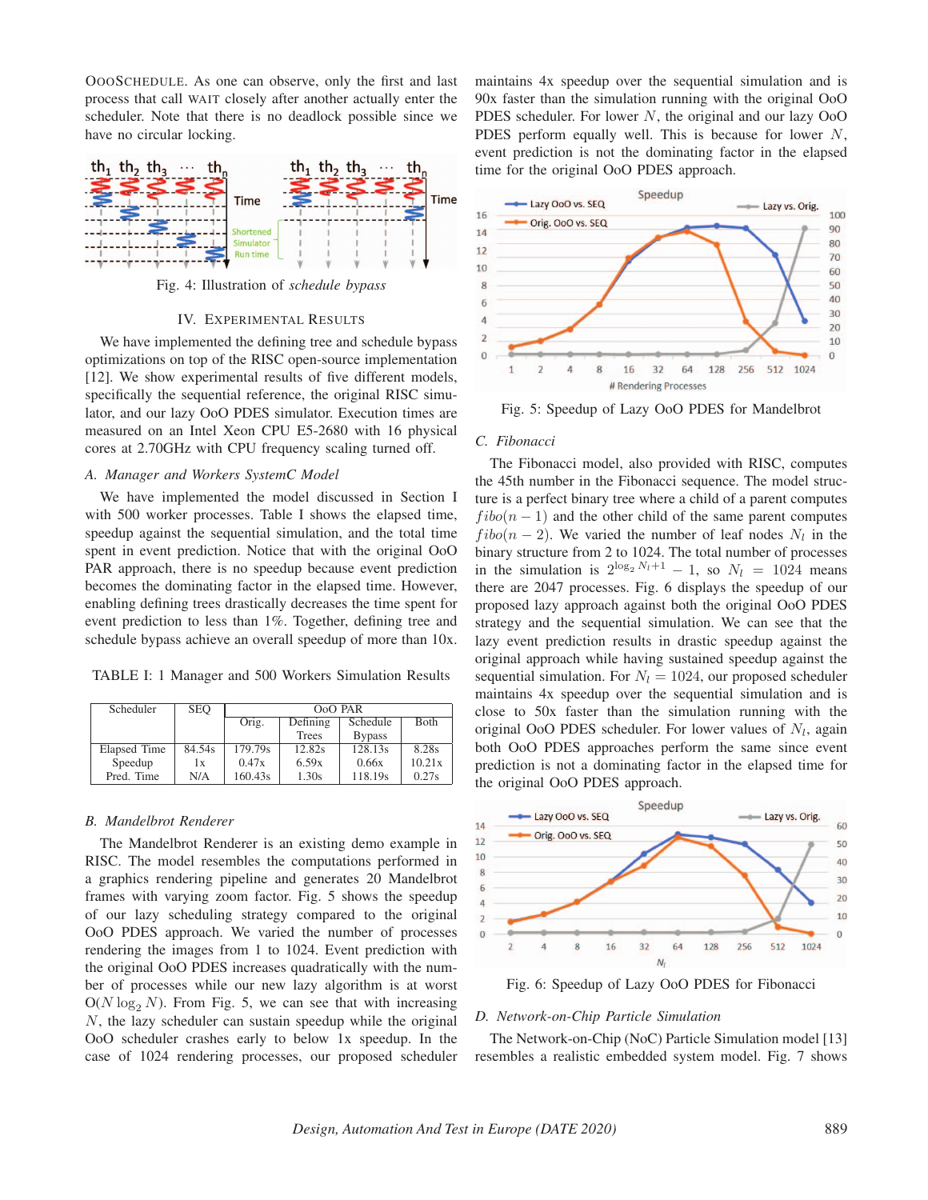OOOSCHEDULE. As one can observe, only the first and last process that call WAIT closely after another actually enter the scheduler. Note that there is no deadlock possible since we have no circular locking.

th1 th2 th3 ··· thn
Time
Shortened Simulator Run time
th1 th2 th3 ··· thn
Time

Fig. 4: Illustration of *schedule bypass*

## IV. EXPERIMENTAL RESULTS

We have implemented the defining tree and schedule bypass optimizations on top of the RISC open-source implementation [12]. We show experimental results of five different models, specifically the sequential reference, the original RISC simulator, and our lazy OoO PDES simulator. Execution times are measured on an Intel Xeon CPU E5-2680 with 16 physical cores at 2.70GHz with CPU frequency scaling turned off.

### A. Manager and Workers SystemC Model

We have implemented the model discussed in Section I with 500 worker processes. Table I shows the elapsed time, speedup against the sequential simulation, and the total time spent in event prediction. Notice that with the original OoO PAR approach, there is no speedup because event prediction becomes the dominating factor in the elapsed time. However, enabling defining trees drastically decreases the time spent for event prediction to less than 1%. Together, defining tree and schedule bypass achieve an overall speedup of more than 10x.

TABLE I: 1 Manager and 500 Workers Simulation Results

| Scheduler | SEQ | OoO PAR | | | |
|---|---|---|---|---|---|
| | | Orig. | Defining Trees | Schedule Bypass | Both |
| Elapsed Time | 84.54s | 179.79s | 12.82s | 128.13s | 8.28s |
| Speedup | 1x | 0.47x | 6.59x | 0.66x | 10.21x |
| Pred. Time | N/A | 160.43s | 1.30s | 118.19s | 0.27s |

### B. Mandelbrot Renderer

The Mandelbrot Renderer is an existing demo example in RISC. The model resembles the computations performed in a graphics rendering pipeline and generates 20 Mandelbrot frames with varying zoom factor. Fig. 5 shows the speedup of our lazy scheduling strategy compared to the original OoO PDES approach. We varied the number of processes rendering the images from 1 to 1024. Event prediction with the original OoO PDES increases quadratically with the number of processes while our new lazy algorithm is at worst $O(N \log_2 N)$. From Fig. 5, we can see that with increasing $N$, the lazy scheduler can sustain speedup while the original OoO scheduler crashes early to below 1x speedup. In the case of 1024 rendering processes, our proposed scheduler maintains 4x speedup over the sequential simulation and is 90x faster than the simulation running with the original OoO PDES scheduler. For lower $N$, the original and our lazy OoO PDES perform equally well. This is because for lower $N$, event prediction is not the dominating factor in the elapsed time for the original OoO PDES approach.

Speedup
Lazy OoO vs. SEQ
Orig. OoO vs. SEQ
Lazy vs. Orig.
16 14 12 10 8 6 4 2 0
100 90 80 70 60 50 40 30 20 10 0
1 2 4 8 16 32 64 128 256 512 1024
# Rendering Processes

Fig. 5: Speedup of Lazy OoO PDES for Mandelbrot

### C. Fibonacci

The Fibonacci model, also provided with RISC, computes the 45th number in the Fibonacci sequence. The model structure is a perfect binary tree where a child of a parent computes $fibo(n-1)$ and the other child of the same parent computes $fibo(n-2)$. We varied the number of leaf nodes $N_l$ in the binary structure from 2 to 1024. The total number of processes in the simulation is $2^{\log_2 N_l + 1} - 1$, so $N_l = 1024$ means there are 2047 processes. Fig. 6 displays the speedup of our proposed lazy approach against both the original OoO PDES strategy and the sequential simulation. We can see that the lazy event prediction results in drastic speedup against the original approach while having sustained speedup against the sequential simulation. For $N_l = 1024$, our proposed scheduler maintains 4x speedup over the sequential simulation and is close to 50x faster than the simulation running with the original OoO PDES scheduler. For lower values of $N_l$, again both OoO PDES approaches perform the same since event prediction is not a dominating factor in the elapsed time for the original OoO PDES approach.

Speedup
Lazy OoO vs. SEQ
Orig. OoO vs. SEQ
Lazy vs. Orig.
14 12 10 8 6 4 2 0
60 50 40 30 20 10 0
2 4 8 16 32 64 128 256 512 1024
$N_l$

Fig. 6: Speedup of Lazy OoO PDES for Fibonacci

### D. Network-on-Chip Particle Simulation

The Network-on-Chip (NoC) Particle Simulation model [13] resembles a realistic embedded system model. Fig. 7 shows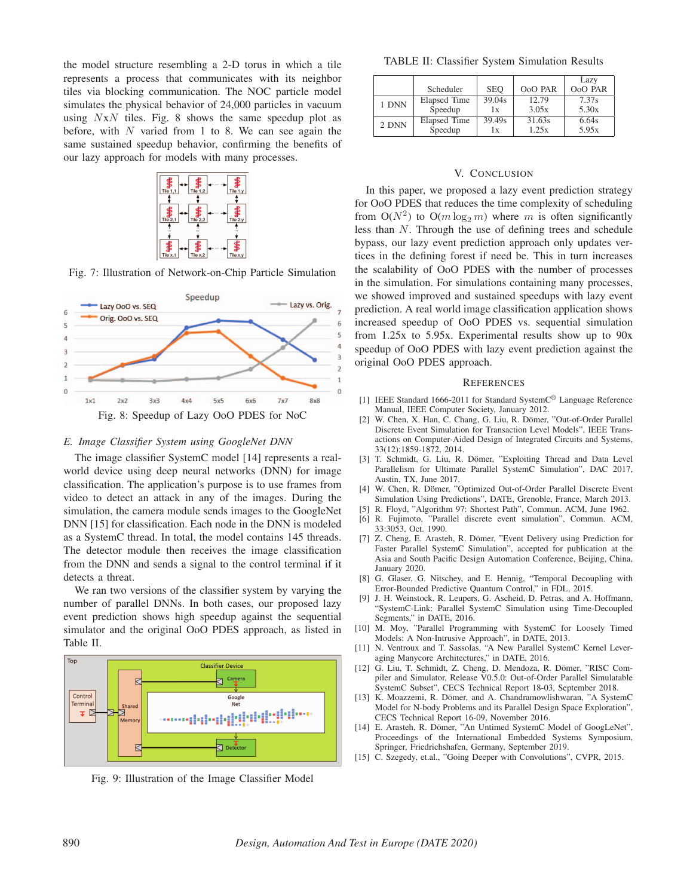the model structure resembling a 2-D torus in which a tile represents a process that communicates with its neighbor tiles via blocking communication. The NOC particle model simulates the physical behavior of 24,000 particles in vacuum using $N$x$N$ tiles. Fig. 8 shows the same speedup plot as before, with $N$ varied from 1 to 8. We can see again the same sustained speedup behavior, confirming the benefits of our lazy approach for models with many processes.

Tile 1,1
Tile 1,2
Tile 1,y
Tile 2,1
Tile 2,2
Tile 2,y
Tile x,1
Tile x,2
Tile x,y

Fig. 7: Illustration of Network-on-Chip Particle Simulation

Speedup
Lazy OoO vs. SEQ
Orig. OoO vs. SEQ
Lazy vs. Orig.
6
5
4
3
2
1
0
7
6
5
4
3
2
1
0
1x1 2x2 3x3 4x4 5x5 6x6 7x7 8x8

Fig. 8: Speedup of Lazy OoO PDES for NoC

### E. Image Classifier System using GoogleNet DNN

The image classifier SystemC model [14] represents a real-world device using deep neural networks (DNN) for image classification. The application's purpose is to use frames from video to detect an attack in any of the images. During the simulation, the camera module sends images to the GoogleNet DNN [15] for classification. Each node in the DNN is modeled as a SystemC thread. In total, the model contains 145 threads. The detector module then receives the image classification from the DNN and sends a signal to the control terminal if it detects a threat.

We ran two versions of the classifier system by varying the number of parallel DNNs. In both cases, our proposed lazy event prediction shows high speedup against the sequential simulator and the original OoO PDES approach, as listed in Table II.

Top
Classifier Device
Camera
Control Terminal
Shared Memory
Google Net
Detector

Fig. 9: Illustration of the Image Classifier Model

TABLE II: Classifier System Simulation Results

| | Scheduler | SEQ | OoO PAR | Lazy OoO PAR |
|---|---|---|---|---|
| 1 DNN | Elapsed Time | 39.04s | 12.79 | 7.37s |
| | Speedup | 1x | 3.05x | 5.30x |
| 2 DNN | Elapsed Time | 39.49s | 31.63s | 6.64s |
| | Speedup | 1x | 1.25x | 5.95x |

## V. Conclusion

In this paper, we proposed a lazy event prediction strategy for OoO PDES that reduces the time complexity of scheduling from $O(N^2)$ to $O(m \log_2 m)$ where $m$ is often significantly less than $N$. Through the use of defining trees and schedule bypass, our lazy event prediction approach only updates vertices in the defining forest if need be. This in turn increases the scalability of OoO PDES with the number of processes in the simulation. For simulations containing many processes, we showed improved and sustained speedups with lazy event prediction. A real world image classification application shows increased speedup of OoO PDES vs. sequential simulation from 1.25x to 5.95x. Experimental results show up to 90x speedup of OoO PDES with lazy event prediction against the original OoO PDES approach.

## References

[1] IEEE Standard 1666-2011 for Standard SystemC® Language Reference Manual, IEEE Computer Society, January 2012.

[2] W. Chen, X. Han, C. Chang, G. Liu, R. Dömer, "Out-of-Order Parallel Discrete Event Simulation for Transaction Level Models", IEEE Transactions on Computer-Aided Design of Integrated Circuits and Systems, 33(12):1859-1872, 2014.

[3] T. Schmidt, G. Liu, R. Dömer, "Exploiting Thread and Data Level Parallelism for Ultimate Parallel SystemC Simulation", DAC 2017, Austin, TX, June 2017.

[4] W. Chen, R. Dömer, "Optimized Out-of-Order Parallel Discrete Event Simulation Using Predictions", DATE, Grenoble, France, March 2013.

[5] R. Floyd, "Algorithm 97: Shortest Path", Commun. ACM, June 1962.

[6] R. Fujimoto, "Parallel discrete event simulation", Commun. ACM, 33:3053, Oct. 1990.

[7] Z. Cheng, E. Arasteh, R. Dömer, "Event Delivery using Prediction for Faster Parallel SystemC Simulation", accepted for publication at the Asia and South Pacific Design Automation Conference, Beijing, China, January 2020.

[8] G. Glaser, G. Nitschey, and E. Hennig, "Temporal Decoupling with Error-Bounded Predictive Quantum Control," in FDL, 2015.

[9] J. H. Weinstock, R. Leupers, G. Ascheid, D. Petras, and A. Hoffmann, "SystemC-Link: Parallel SystemC Simulation using Time-Decoupled Segments," in DATE, 2016.

[10] M. Moy, "Parallel Programming with SystemC for Loosely Timed Models: A Non-Intrusive Approach", in DATE, 2013.

[11] N. Ventroux and T. Sassolas, "A New Parallel SystemC Kernel Leveraging Manycore Architectures," in DATE, 2016.

[12] G. Liu, T. Schmidt, Z. Cheng, D. Mendoza, R. Dömer, "RISC Compiler and Simulator, Release V0.5.0: Out-of-Order Parallel Simulatable SystemC Subset", CECS Technical Report 18-03, September 2018.

[13] K. Moazzemi, R. Dömer, and A. Chandramowlishwaran, "A SystemC Model for N-body Problems and its Parallel Design Space Exploration", CECS Technical Report 16-09, November 2016.

[14] E. Arasteh, R. Dömer, "An Untimed SystemC Model of GoogLeNet", Proceedings of the International Embedded Systems Symposium, Springer, Friedrichshafen, Germany, September 2019.

[15] C. Szegedy, et.al., "Going Deeper with Convolutions", CVPR, 2015.